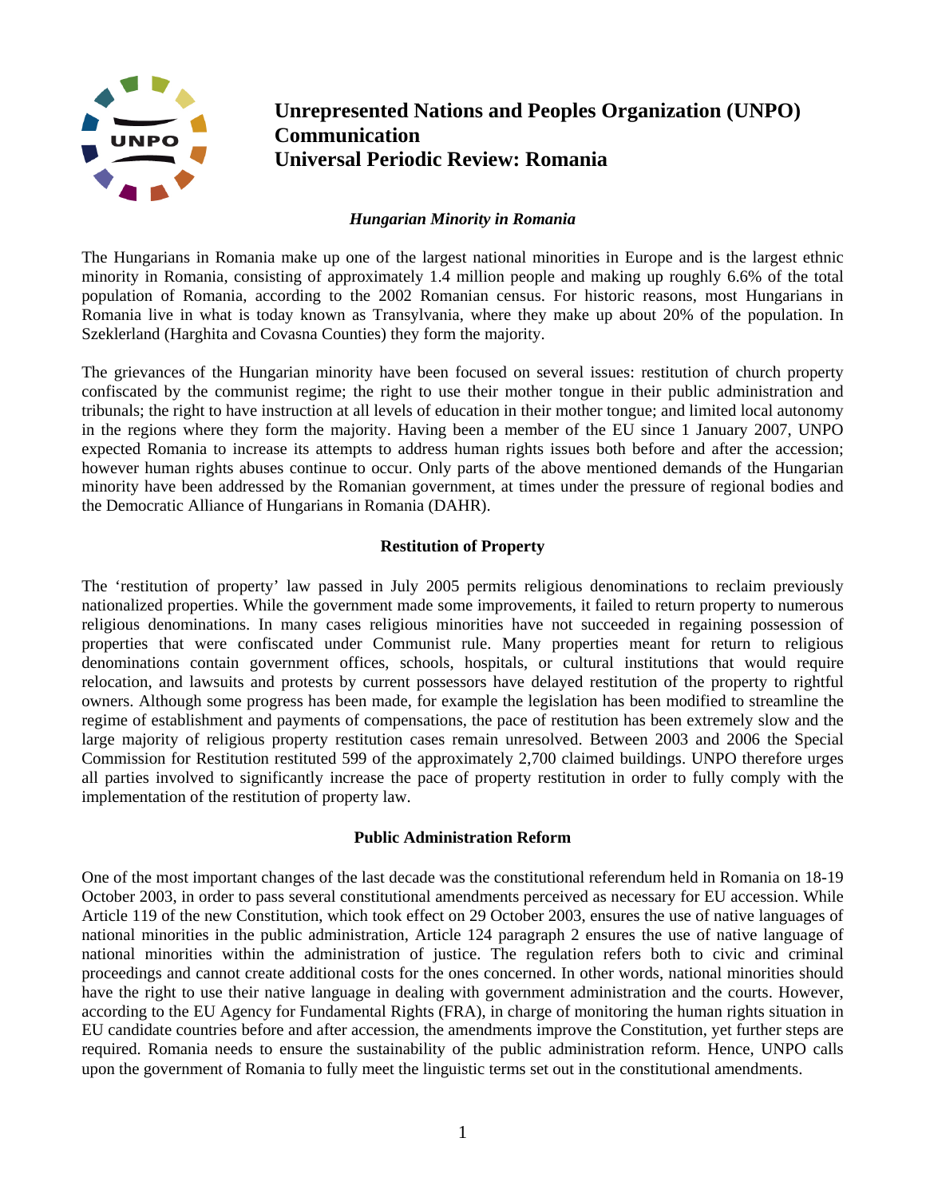# Unrepresented Nations and Peoples Organization (UNPO) Communication
# Universal Periodic Review: Romania

***Hungarian Minority in Romania***

The Hungarians in Romania make up one of the largest national minorities in Europe and is the largest ethnic minority in Romania, consisting of approximately 1.4 million people and making up roughly 6.6% of the total population of Romania, according to the 2002 Romanian census. For historic reasons, most Hungarians in Romania live in what is today known as Transylvania, where they make up about 20% of the population. In Szeklerland (Harghita and Covasna Counties) they form the majority.

The grievances of the Hungarian minority have been focused on several issues: restitution of church property confiscated by the communist regime; the right to use their mother tongue in their public administration and tribunals; the right to have instruction at all levels of education in their mother tongue; and limited local autonomy in the regions where they form the majority. Having been a member of the EU since 1 January 2007, UNPO expected Romania to increase its attempts to address human rights issues both before and after the accession; however human rights abuses continue to occur. Only parts of the above mentioned demands of the Hungarian minority have been addressed by the Romanian government, at times under the pressure of regional bodies and the Democratic Alliance of Hungarians in Romania (DAHR).

## Restitution of Property

The 'restitution of property' law passed in July 2005 permits religious denominations to reclaim previously nationalized properties. While the government made some improvements, it failed to return property to numerous religious denominations. In many cases religious minorities have not succeeded in regaining possession of properties that were confiscated under Communist rule. Many properties meant for return to religious denominations contain government offices, schools, hospitals, or cultural institutions that would require relocation, and lawsuits and protests by current possessors have delayed restitution of the property to rightful owners. Although some progress has been made, for example the legislation has been modified to streamline the regime of establishment and payments of compensations, the pace of restitution has been extremely slow and the large majority of religious property restitution cases remain unresolved. Between 2003 and 2006 the Special Commission for Restitution restituted 599 of the approximately 2,700 claimed buildings. UNPO therefore urges all parties involved to significantly increase the pace of property restitution in order to fully comply with the implementation of the restitution of property law.

## Public Administration Reform

One of the most important changes of the last decade was the constitutional referendum held in Romania on 18-19 October 2003, in order to pass several constitutional amendments perceived as necessary for EU accession. While Article 119 of the new Constitution, which took effect on 29 October 2003, ensures the use of native languages of national minorities in the public administration, Article 124 paragraph 2 ensures the use of native language of national minorities within the administration of justice. The regulation refers both to civic and criminal proceedings and cannot create additional costs for the ones concerned. In other words, national minorities should have the right to use their native language in dealing with government administration and the courts. However, according to the EU Agency for Fundamental Rights (FRA), in charge of monitoring the human rights situation in EU candidate countries before and after accession, the amendments improve the Constitution, yet further steps are required. Romania needs to ensure the sustainability of the public administration reform. Hence, UNPO calls upon the government of Romania to fully meet the linguistic terms set out in the constitutional amendments.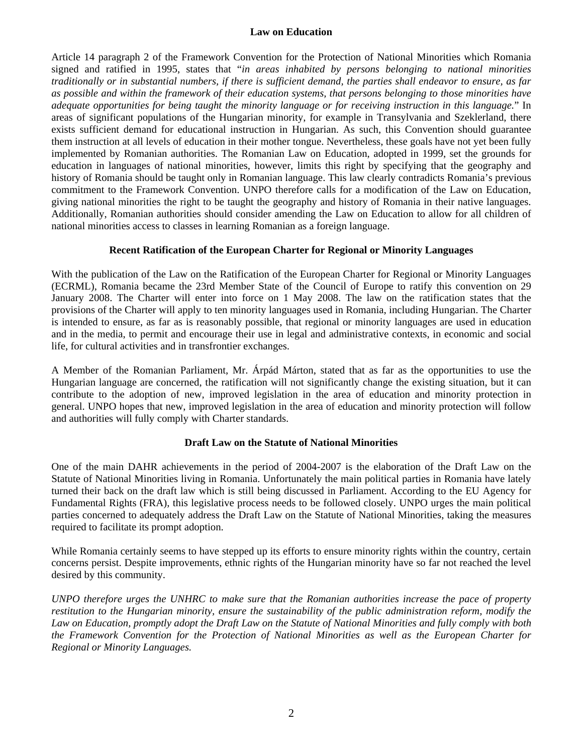## Law on Education

Article 14 paragraph 2 of the Framework Convention for the Protection of National Minorities which Romania signed and ratified in 1995, states that "*in areas inhabited by persons belonging to national minorities traditionally or in substantial numbers, if there is sufficient demand, the parties shall endeavor to ensure, as far as possible and within the framework of their education systems, that persons belonging to those minorities have adequate opportunities for being taught the minority language or for receiving instruction in this language.*" In areas of significant populations of the Hungarian minority, for example in Transylvania and Szeklerland, there exists sufficient demand for educational instruction in Hungarian. As such, this Convention should guarantee them instruction at all levels of education in their mother tongue. Nevertheless, these goals have not yet been fully implemented by Romanian authorities. The Romanian Law on Education, adopted in 1999, set the grounds for education in languages of national minorities, however, limits this right by specifying that the geography and history of Romania should be taught only in Romanian language. This law clearly contradicts Romania's previous commitment to the Framework Convention. UNPO therefore calls for a modification of the Law on Education, giving national minorities the right to be taught the geography and history of Romania in their native languages. Additionally, Romanian authorities should consider amending the Law on Education to allow for all children of national minorities access to classes in learning Romanian as a foreign language.

## Recent Ratification of the European Charter for Regional or Minority Languages

With the publication of the Law on the Ratification of the European Charter for Regional or Minority Languages (ECRML), Romania became the 23rd Member State of the Council of Europe to ratify this convention on 29 January 2008. The Charter will enter into force on 1 May 2008. The law on the ratification states that the provisions of the Charter will apply to ten minority languages used in Romania, including Hungarian. The Charter is intended to ensure, as far as is reasonably possible, that regional or minority languages are used in education and in the media, to permit and encourage their use in legal and administrative contexts, in economic and social life, for cultural activities and in transfrontier exchanges.

A Member of the Romanian Parliament, Mr. Árpád Márton, stated that as far as the opportunities to use the Hungarian language are concerned, the ratification will not significantly change the existing situation, but it can contribute to the adoption of new, improved legislation in the area of education and minority protection in general. UNPO hopes that new, improved legislation in the area of education and minority protection will follow and authorities will fully comply with Charter standards.

## Draft Law on the Statute of National Minorities

One of the main DAHR achievements in the period of 2004-2007 is the elaboration of the Draft Law on the Statute of National Minorities living in Romania. Unfortunately the main political parties in Romania have lately turned their back on the draft law which is still being discussed in Parliament. According to the EU Agency for Fundamental Rights (FRA), this legislative process needs to be followed closely. UNPO urges the main political parties concerned to adequately address the Draft Law on the Statute of National Minorities, taking the measures required to facilitate its prompt adoption.

While Romania certainly seems to have stepped up its efforts to ensure minority rights within the country, certain concerns persist. Despite improvements, ethnic rights of the Hungarian minority have so far not reached the level desired by this community.

*UNPO therefore urges the UNHRC to make sure that the Romanian authorities increase the pace of property restitution to the Hungarian minority, ensure the sustainability of the public administration reform, modify the Law on Education, promptly adopt the Draft Law on the Statute of National Minorities and fully comply with both the Framework Convention for the Protection of National Minorities as well as the European Charter for Regional or Minority Languages.*